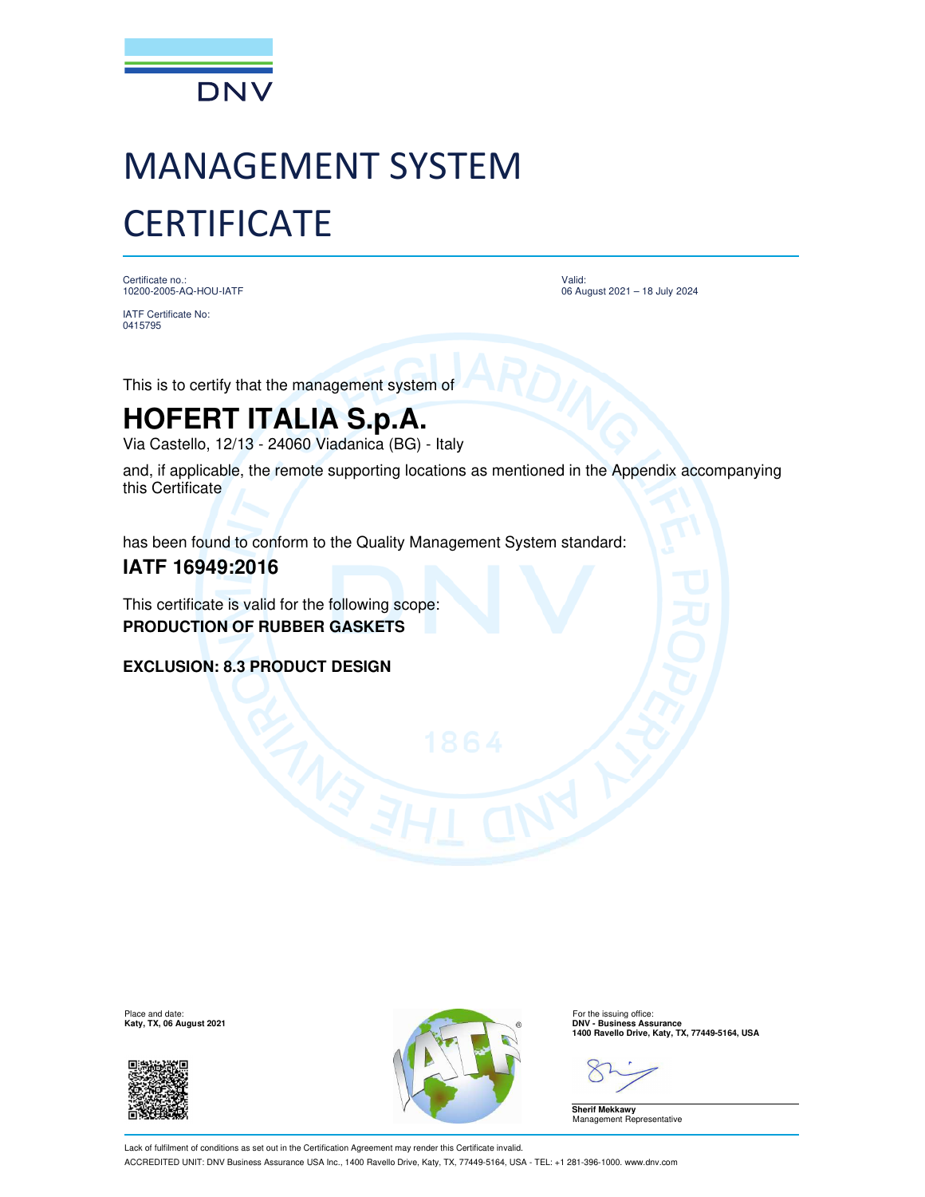DNV

# MANAGEMENT SYSTEM CERTIFICATE

Certificate no.:
10200-2005-AQ-HOU-IATF

IATF Certificate No:
0415795

Valid:
06 August 2021 – 18 July 2024

This is to certify that the management system of

## HOFERT ITALIA S.p.A.

Via Castello, 12/13 - 24060 Viadanica (BG) - Italy

and, if applicable, the remote supporting locations as mentioned in the Appendix accompanying this Certificate

has been found to conform to the Quality Management System standard:

### IATF 16949:2016

This certificate is valid for the following scope:
**PRODUCTION OF RUBBER GASKETS**

**EXCLUSION: 8.3 PRODUCT DESIGN**

Place and date:
**Katy, TX, 06 August 2021**

For the issuing office:
**DNV - Business Assurance**
**1400 Ravello Drive, Katy, TX, 77449-5164, USA**

**Sherif Mekkawy**
Management Representative

Lack of fulfilment of conditions as set out in the Certification Agreement may render this Certificate invalid.
ACCREDITED UNIT: DNV Business Assurance USA Inc., 1400 Ravello Drive, Katy, TX, 77449-5164, USA - TEL: +1 281-396-1000. www.dnv.com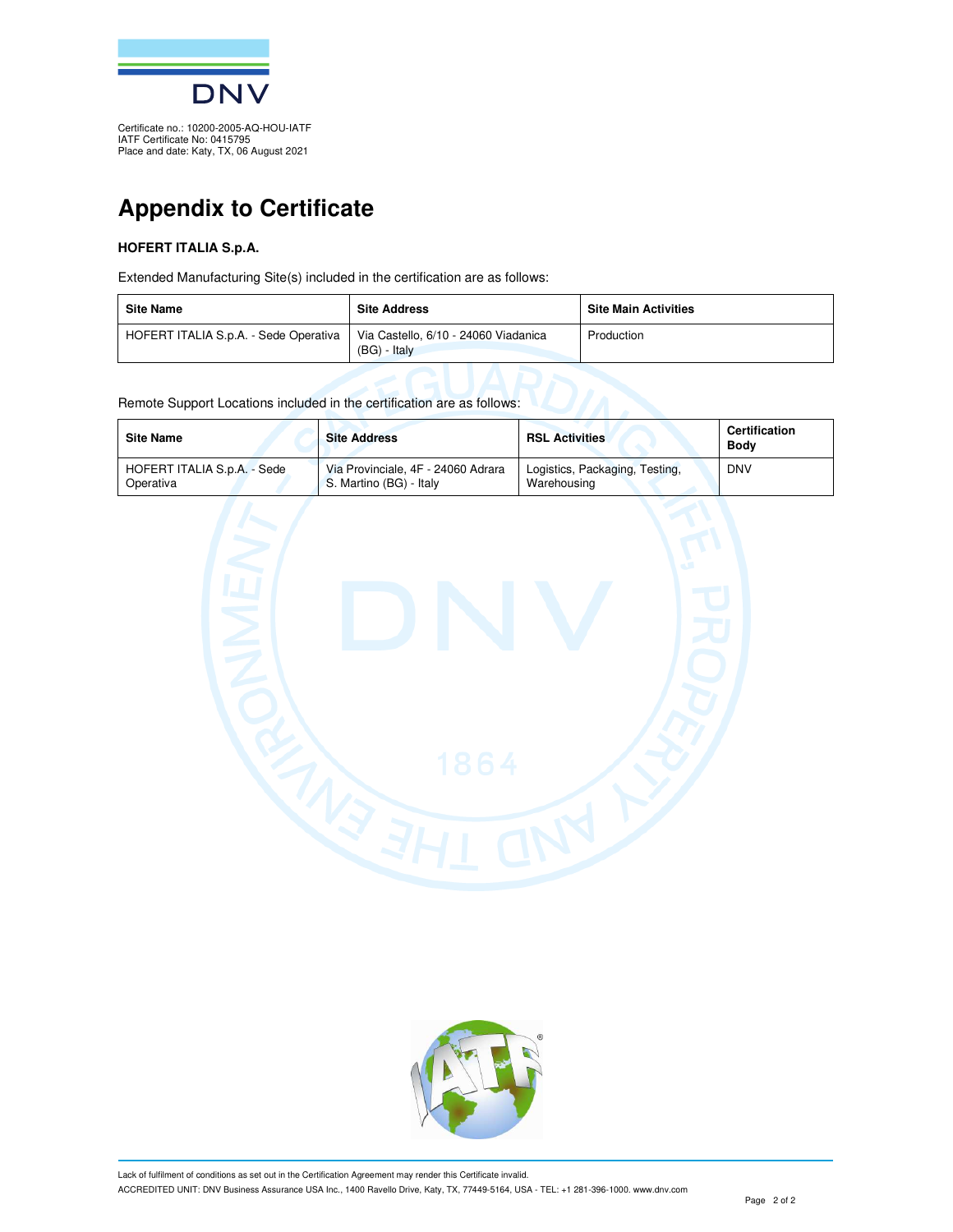Certificate no.: 10200-2005-AQ-HOU-IATF
IATF Certificate No: 0415795
Place and date: Katy, TX, 06 August 2021

# Appendix to Certificate

**HOFERT ITALIA S.p.A.**

Extended Manufacturing Site(s) included in the certification are as follows:

| Site Name | Site Address | Site Main Activities |
|---|---|---|
| HOFERT ITALIA S.p.A. - Sede Operativa | Via Castello, 6/10 - 24060 Viadanica (BG) - Italy | Production |

Remote Support Locations included in the certification are as follows:

| Site Name | Site Address | RSL Activities | Certification Body |
|---|---|---|---|
| HOFERT ITALIA S.p.A. - Sede Operativa | Via Provinciale, 4F - 24060 Adrara S. Martino (BG) - Italy | Logistics, Packaging, Testing, Warehousing | DNV |

Lack of fulfilment of conditions as set out in the Certification Agreement may render this Certificate invalid.

ACCREDITED UNIT: DNV Business Assurance USA Inc., 1400 Ravello Drive, Katy, TX, 77449-5164, USA - TEL: +1 281-396-1000. www.dnv.com